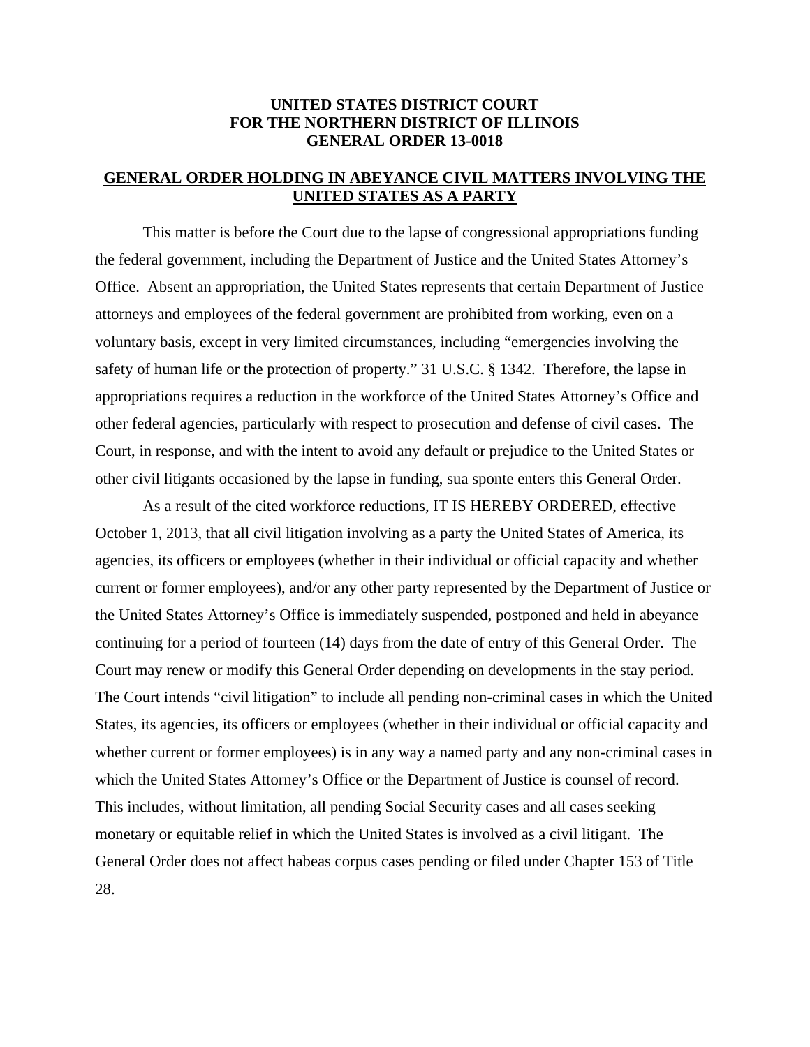**UNITED STATES DISTRICT COURT**
**FOR THE NORTHERN DISTRICT OF ILLINOIS**
**GENERAL ORDER 13-0018**

## GENERAL ORDER HOLDING IN ABEYANCE CIVIL MATTERS INVOLVING THE UNITED STATES AS A PARTY

This matter is before the Court due to the lapse of congressional appropriations funding the federal government, including the Department of Justice and the United States Attorney's Office. Absent an appropriation, the United States represents that certain Department of Justice attorneys and employees of the federal government are prohibited from working, even on a voluntary basis, except in very limited circumstances, including "emergencies involving the safety of human life or the protection of property." 31 U.S.C. § 1342. Therefore, the lapse in appropriations requires a reduction in the workforce of the United States Attorney's Office and other federal agencies, particularly with respect to prosecution and defense of civil cases. The Court, in response, and with the intent to avoid any default or prejudice to the United States or other civil litigants occasioned by the lapse in funding, sua sponte enters this General Order.

As a result of the cited workforce reductions, IT IS HEREBY ORDERED, effective October 1, 2013, that all civil litigation involving as a party the United States of America, its agencies, its officers or employees (whether in their individual or official capacity and whether current or former employees), and/or any other party represented by the Department of Justice or the United States Attorney's Office is immediately suspended, postponed and held in abeyance continuing for a period of fourteen (14) days from the date of entry of this General Order. The Court may renew or modify this General Order depending on developments in the stay period. The Court intends "civil litigation" to include all pending non-criminal cases in which the United States, its agencies, its officers or employees (whether in their individual or official capacity and whether current or former employees) is in any way a named party and any non-criminal cases in which the United States Attorney's Office or the Department of Justice is counsel of record. This includes, without limitation, all pending Social Security cases and all cases seeking monetary or equitable relief in which the United States is involved as a civil litigant. The General Order does not affect habeas corpus cases pending or filed under Chapter 153 of Title 28.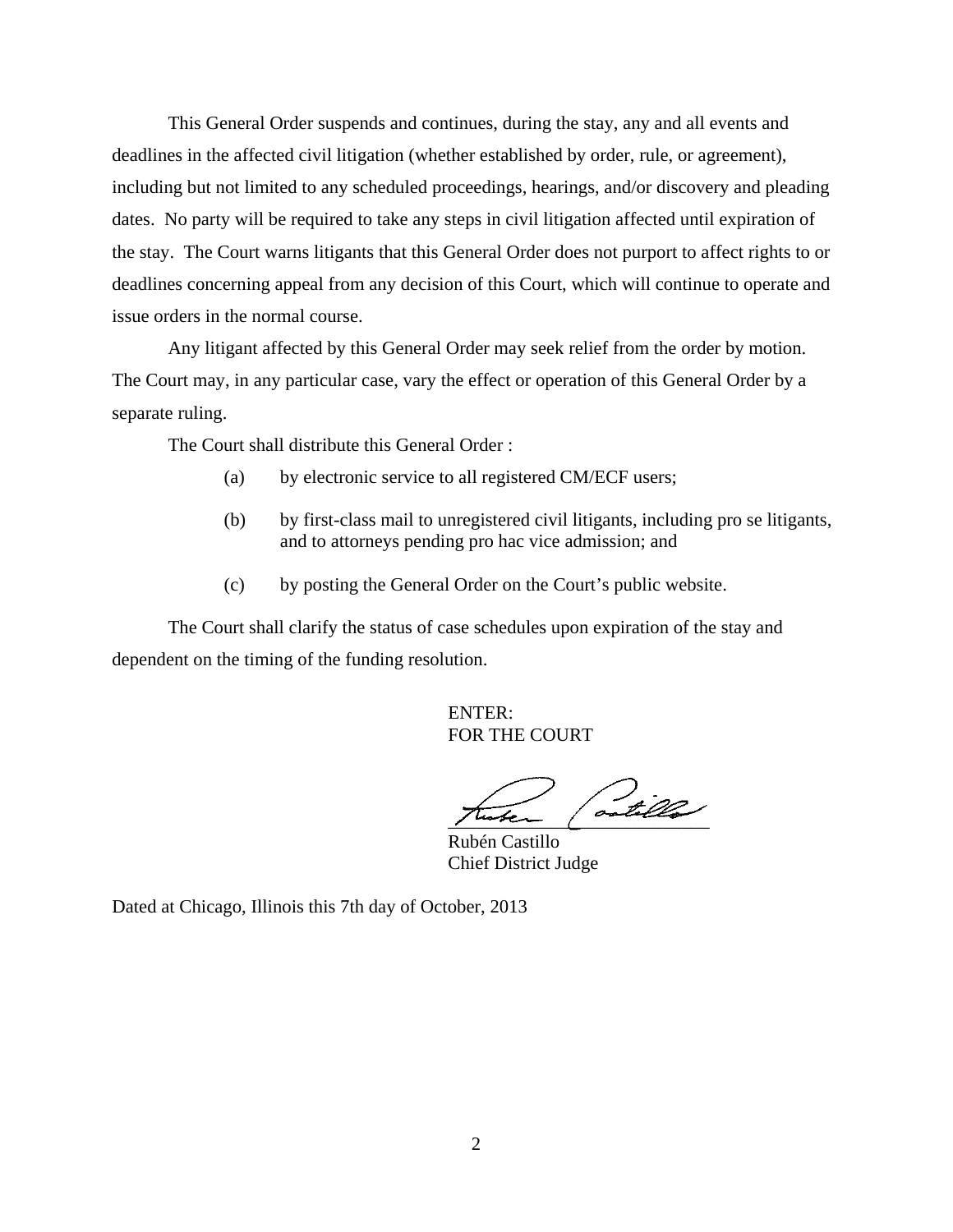This General Order suspends and continues, during the stay, any and all events and deadlines in the affected civil litigation (whether established by order, rule, or agreement), including but not limited to any scheduled proceedings, hearings, and/or discovery and pleading dates. No party will be required to take any steps in civil litigation affected until expiration of the stay. The Court warns litigants that this General Order does not purport to affect rights to or deadlines concerning appeal from any decision of this Court, which will continue to operate and issue orders in the normal course.

Any litigant affected by this General Order may seek relief from the order by motion. The Court may, in any particular case, vary the effect or operation of this General Order by a separate ruling.

The Court shall distribute this General Order :

(a) by electronic service to all registered CM/ECF users;

(b) by first-class mail to unregistered civil litigants, including pro se litigants, and to attorneys pending pro hac vice admission; and

(c) by posting the General Order on the Court's public website.

The Court shall clarify the status of case schedules upon expiration of the stay and dependent on the timing of the funding resolution.

ENTER:
FOR THE COURT

Rubén Castillo
Chief District Judge

Dated at Chicago, Illinois this 7th day of October, 2013